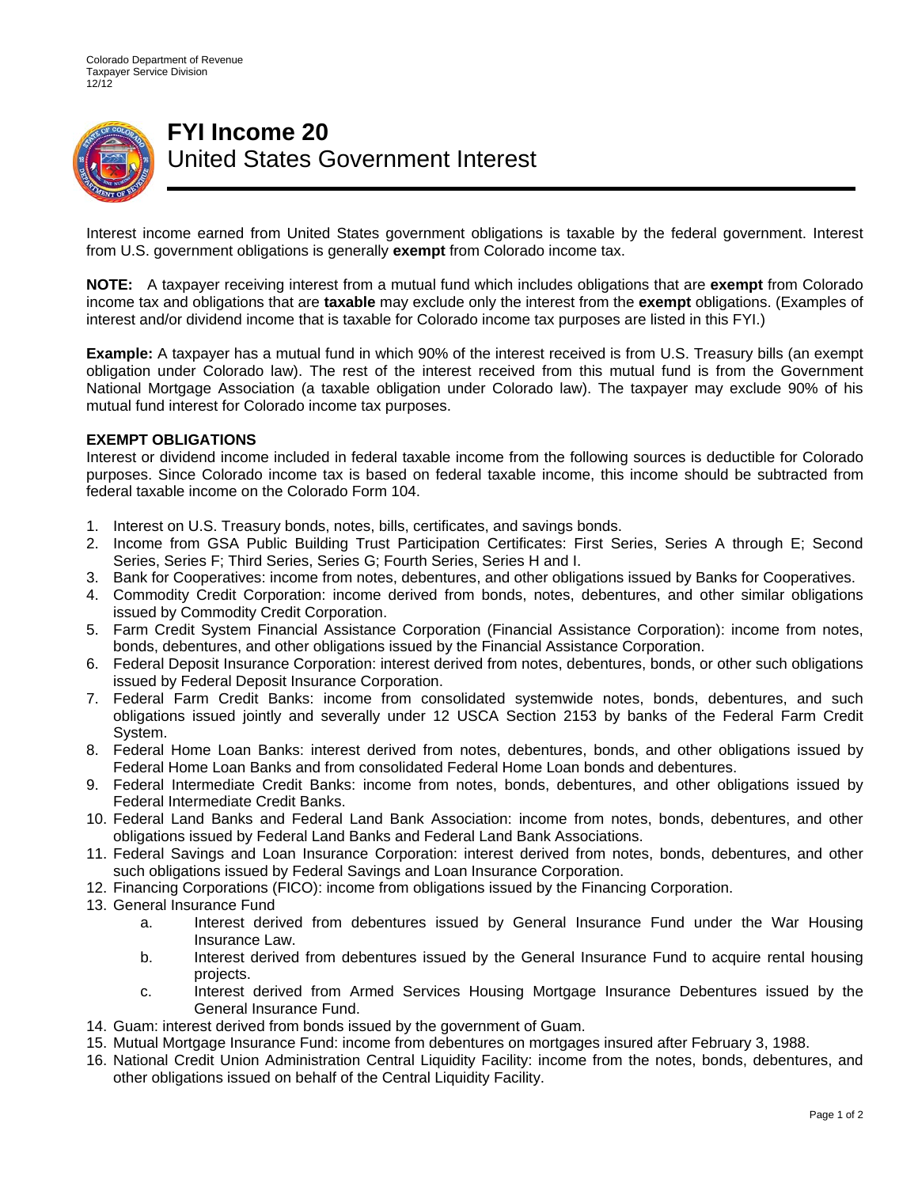Colorado Department of Revenue
Taxpayer Service Division
12/12

# FYI Income 20
## United States Government Interest

Interest income earned from United States government obligations is taxable by the federal government. Interest from U.S. government obligations is generally **exempt** from Colorado income tax.

**NOTE:** A taxpayer receiving interest from a mutual fund which includes obligations that are **exempt** from Colorado income tax and obligations that are **taxable** may exclude only the interest from the **exempt** obligations. (Examples of interest and/or dividend income that is taxable for Colorado income tax purposes are listed in this FYI.)

**Example:** A taxpayer has a mutual fund in which 90% of the interest received is from U.S. Treasury bills (an exempt obligation under Colorado law). The rest of the interest received from this mutual fund is from the Government National Mortgage Association (a taxable obligation under Colorado law). The taxpayer may exclude 90% of his mutual fund interest for Colorado income tax purposes.

### EXEMPT OBLIGATIONS

Interest or dividend income included in federal taxable income from the following sources is deductible for Colorado purposes. Since Colorado income tax is based on federal taxable income, this income should be subtracted from federal taxable income on the Colorado Form 104.

1. Interest on U.S. Treasury bonds, notes, bills, certificates, and savings bonds.
2. Income from GSA Public Building Trust Participation Certificates: First Series, Series A through E; Second Series, Series F; Third Series, Series G; Fourth Series, Series H and I.
3. Bank for Cooperatives: income from notes, debentures, and other obligations issued by Banks for Cooperatives.
4. Commodity Credit Corporation: income derived from bonds, notes, debentures, and other similar obligations issued by Commodity Credit Corporation.
5. Farm Credit System Financial Assistance Corporation (Financial Assistance Corporation): income from notes, bonds, debentures, and other obligations issued by the Financial Assistance Corporation.
6. Federal Deposit Insurance Corporation: interest derived from notes, debentures, bonds, or other such obligations issued by Federal Deposit Insurance Corporation.
7. Federal Farm Credit Banks: income from consolidated systemwide notes, bonds, debentures, and such obligations issued jointly and severally under 12 USCA Section 2153 by banks of the Federal Farm Credit System.
8. Federal Home Loan Banks: interest derived from notes, debentures, bonds, and other obligations issued by Federal Home Loan Banks and from consolidated Federal Home Loan bonds and debentures.
9. Federal Intermediate Credit Banks: income from notes, bonds, debentures, and other obligations issued by Federal Intermediate Credit Banks.
10. Federal Land Banks and Federal Land Bank Association: income from notes, bonds, debentures, and other obligations issued by Federal Land Banks and Federal Land Bank Associations.
11. Federal Savings and Loan Insurance Corporation: interest derived from notes, bonds, debentures, and other such obligations issued by Federal Savings and Loan Insurance Corporation.
12. Financing Corporations (FICO): income from obligations issued by the Financing Corporation.
13. General Insurance Fund
    a. Interest derived from debentures issued by General Insurance Fund under the War Housing Insurance Law.
    b. Interest derived from debentures issued by the General Insurance Fund to acquire rental housing projects.
    c. Interest derived from Armed Services Housing Mortgage Insurance Debentures issued by the General Insurance Fund.
14. Guam: interest derived from bonds issued by the government of Guam.
15. Mutual Mortgage Insurance Fund: income from debentures on mortgages insured after February 3, 1988.
16. National Credit Union Administration Central Liquidity Facility: income from the notes, bonds, debentures, and other obligations issued on behalf of the Central Liquidity Facility.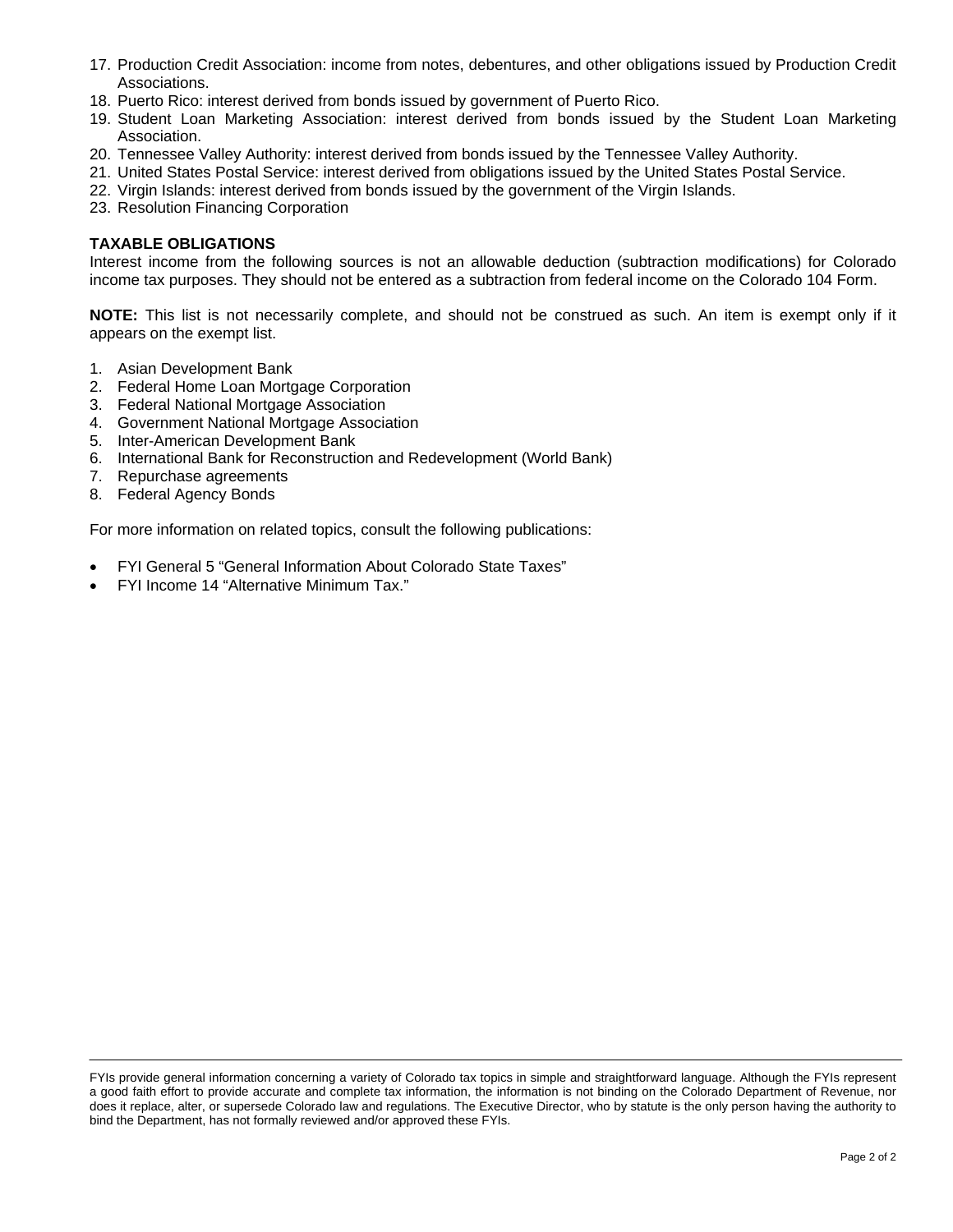17. Production Credit Association: income from notes, debentures, and other obligations issued by Production Credit Associations.
18. Puerto Rico: interest derived from bonds issued by government of Puerto Rico.
19. Student Loan Marketing Association: interest derived from bonds issued by the Student Loan Marketing Association.
20. Tennessee Valley Authority: interest derived from bonds issued by the Tennessee Valley Authority.
21. United States Postal Service: interest derived from obligations issued by the United States Postal Service.
22. Virgin Islands: interest derived from bonds issued by the government of the Virgin Islands.
23. Resolution Financing Corporation

**TAXABLE OBLIGATIONS**

Interest income from the following sources is not an allowable deduction (subtraction modifications) for Colorado income tax purposes. They should not be entered as a subtraction from federal income on the Colorado 104 Form.

**NOTE:** This list is not necessarily complete, and should not be construed as such. An item is exempt only if it appears on the exempt list.

1. Asian Development Bank
2. Federal Home Loan Mortgage Corporation
3. Federal National Mortgage Association
4. Government National Mortgage Association
5. Inter-American Development Bank
6. International Bank for Reconstruction and Redevelopment (World Bank)
7. Repurchase agreements
8. Federal Agency Bonds

For more information on related topics, consult the following publications:

- FYI General 5 "General Information About Colorado State Taxes"
- FYI Income 14 "Alternative Minimum Tax."

FYIs provide general information concerning a variety of Colorado tax topics in simple and straightforward language. Although the FYIs represent a good faith effort to provide accurate and complete tax information, the information is not binding on the Colorado Department of Revenue, nor does it replace, alter, or supersede Colorado law and regulations. The Executive Director, who by statute is the only person having the authority to bind the Department, has not formally reviewed and/or approved these FYIs.